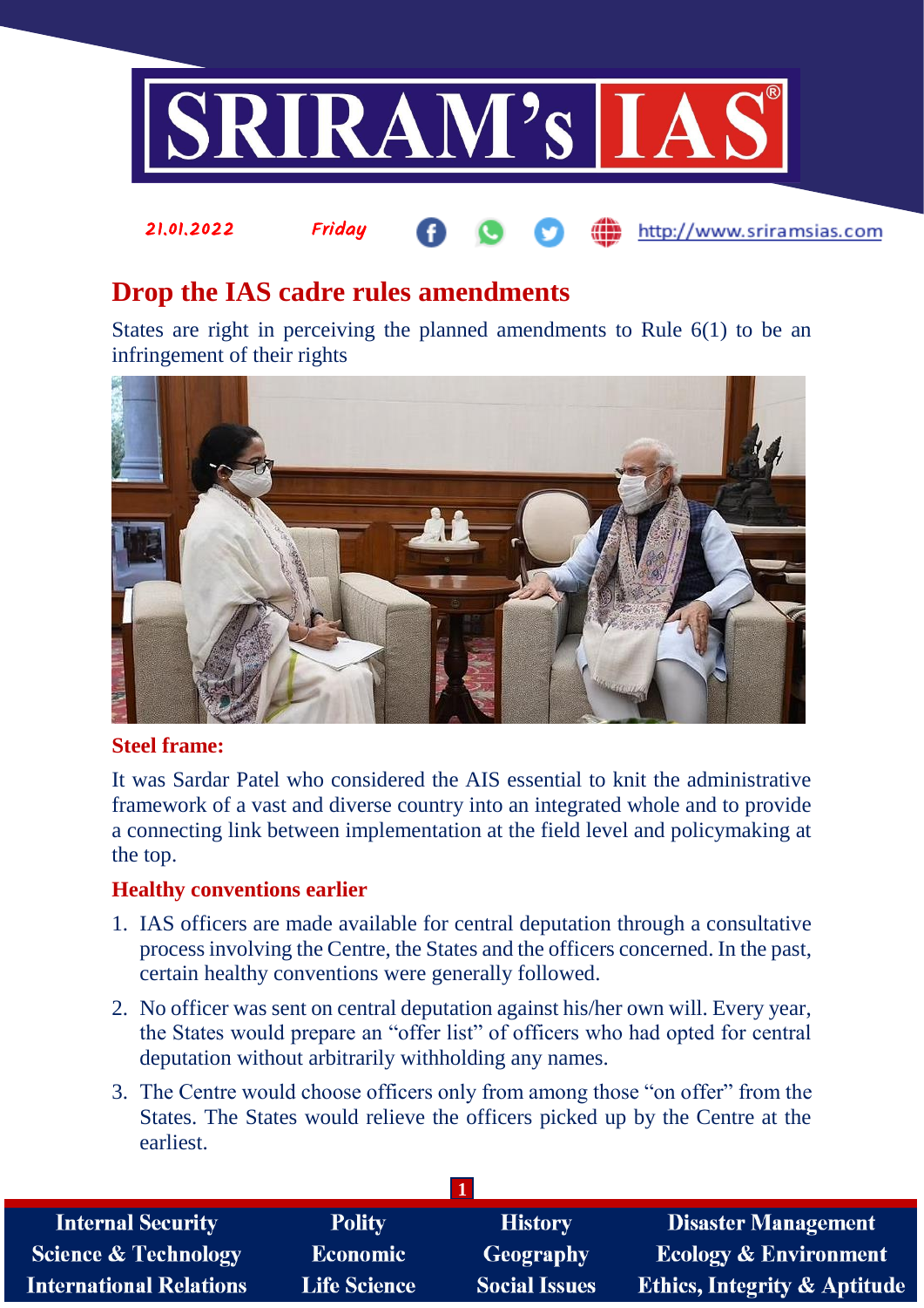# Drop the IAS cadre rules amendments

States are right in perceiving the planned amendments to Rule 6(1) to be an infringement of their rights

### Steel frame:

It was Sardar Patel who considered the AIS essential to knit the administrative framework of a vast and diverse country into an integrated whole and to provide a connecting link between implementation at the field level and policymaking at the top.

### Healthy conventions earlier

1. IAS officers are made available for central deputation through a consultative process involving the Centre, the States and the officers concerned. In the past, certain healthy conventions were generally followed.
2. No officer was sent on central deputation against his/her own will. Every year, the States would prepare an "offer list" of officers who had opted for central deputation without arbitrarily withholding any names.
3. The Centre would choose officers only from among those "on offer" from the States. The States would relieve the officers picked up by the Centre at the earliest.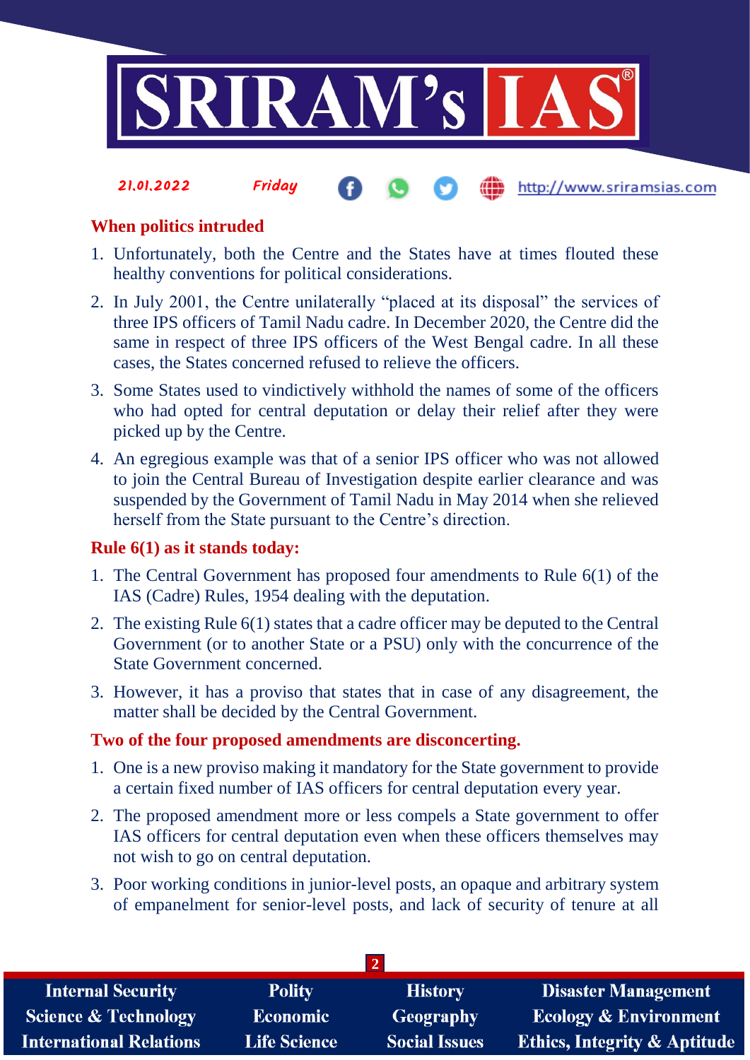### When politics intruded

1. Unfortunately, both the Centre and the States have at times flouted these healthy conventions for political considerations.
2. In July 2001, the Centre unilaterally "placed at its disposal" the services of three IPS officers of Tamil Nadu cadre. In December 2020, the Centre did the same in respect of three IPS officers of the West Bengal cadre. In all these cases, the States concerned refused to relieve the officers.
3. Some States used to vindictively withhold the names of some of the officers who had opted for central deputation or delay their relief after they were picked up by the Centre.
4. An egregious example was that of a senior IPS officer who was not allowed to join the Central Bureau of Investigation despite earlier clearance and was suspended by the Government of Tamil Nadu in May 2014 when she relieved herself from the State pursuant to the Centre's direction.

### Rule 6(1) as it stands today:

1. The Central Government has proposed four amendments to Rule 6(1) of the IAS (Cadre) Rules, 1954 dealing with the deputation.
2. The existing Rule 6(1) states that a cadre officer may be deputed to the Central Government (or to another State or a PSU) only with the concurrence of the State Government concerned.
3. However, it has a proviso that states that in case of any disagreement, the matter shall be decided by the Central Government.

### Two of the four proposed amendments are disconcerting.

1. One is a new proviso making it mandatory for the State government to provide a certain fixed number of IAS officers for central deputation every year.
2. The proposed amendment more or less compels a State government to offer IAS officers for central deputation even when these officers themselves may not wish to go on central deputation.
3. Poor working conditions in junior-level posts, an opaque and arbitrary system of empanelment for senior-level posts, and lack of security of tenure at all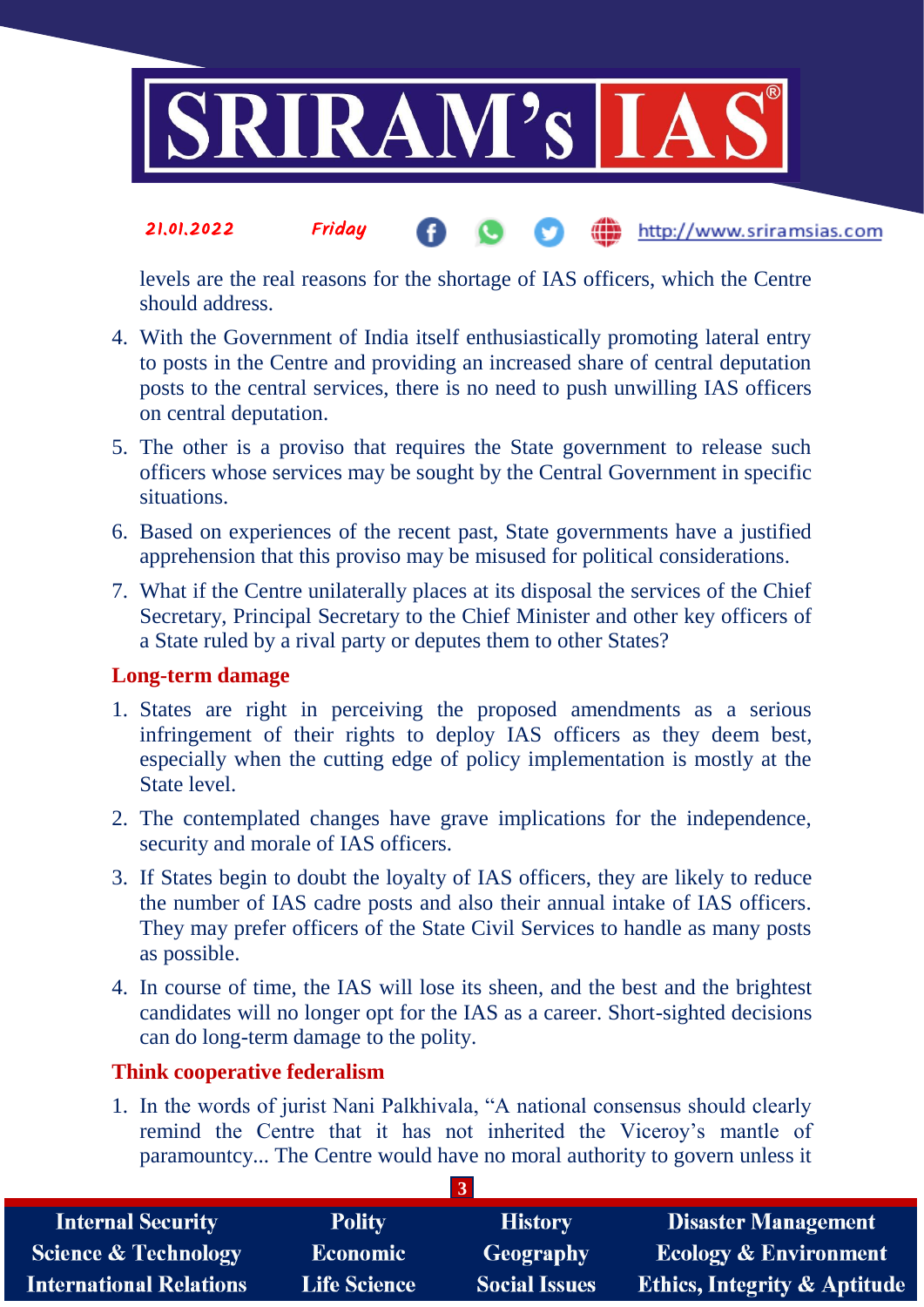levels are the real reasons for the shortage of IAS officers, which the Centre should address.

4. With the Government of India itself enthusiastically promoting lateral entry to posts in the Centre and providing an increased share of central deputation posts to the central services, there is no need to push unwilling IAS officers on central deputation.
5. The other is a proviso that requires the State government to release such officers whose services may be sought by the Central Government in specific situations.
6. Based on experiences of the recent past, State governments have a justified apprehension that this proviso may be misused for political considerations.
7. What if the Centre unilaterally places at its disposal the services of the Chief Secretary, Principal Secretary to the Chief Minister and other key officers of a State ruled by a rival party or deputes them to other States?

## Long-term damage

1. States are right in perceiving the proposed amendments as a serious infringement of their rights to deploy IAS officers as they deem best, especially when the cutting edge of policy implementation is mostly at the State level.
2. The contemplated changes have grave implications for the independence, security and morale of IAS officers.
3. If States begin to doubt the loyalty of IAS officers, they are likely to reduce the number of IAS cadre posts and also their annual intake of IAS officers. They may prefer officers of the State Civil Services to handle as many posts as possible.
4. In course of time, the IAS will lose its sheen, and the best and the brightest candidates will no longer opt for the IAS as a career. Short-sighted decisions can do long-term damage to the polity.

## Think cooperative federalism

1. In the words of jurist Nani Palkhivala, "A national consensus should clearly remind the Centre that it has not inherited the Viceroy's mantle of paramountcy... The Centre would have no moral authority to govern unless it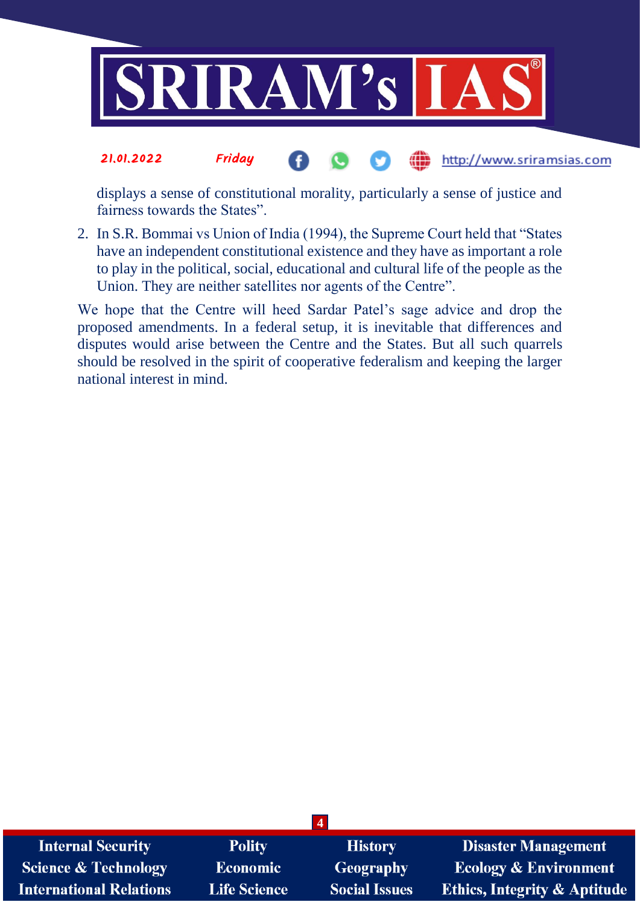displays a sense of constitutional morality, particularly a sense of justice and fairness towards the States".

2. In S.R. Bommai vs Union of India (1994), the Supreme Court held that "States have an independent constitutional existence and they have as important a role to play in the political, social, educational and cultural life of the people as the Union. They are neither satellites nor agents of the Centre".

We hope that the Centre will heed Sardar Patel's sage advice and drop the proposed amendments. In a federal setup, it is inevitable that differences and disputes would arise between the Centre and the States. But all such quarrels should be resolved in the spirit of cooperative federalism and keeping the larger national interest in mind.